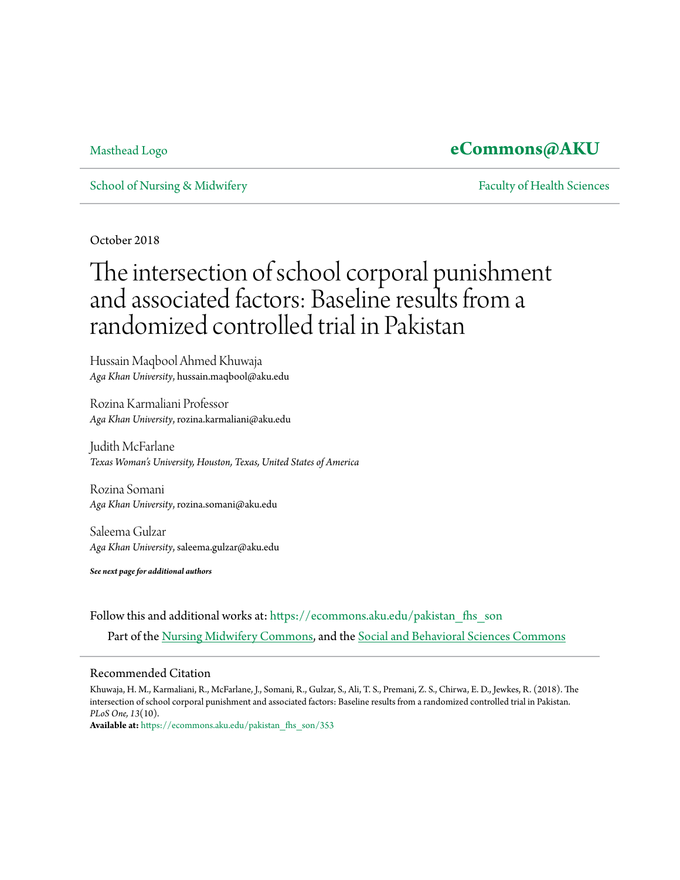Masthead Logo

**eCommons@AKU**

School of Nursing & Midwifery

Faculty of Health Sciences

October 2018

# The intersection of school corporal punishment and associated factors: Baseline results from a randomized controlled trial in Pakistan

Hussain Maqbool Ahmed Khuwaja
*Aga Khan University*, hussain.maqbool@aku.edu

Rozina Karmaliani Professor
*Aga Khan University*, rozina.karmaliani@aku.edu

Judith McFarlane
*Texas Woman's University, Houston, Texas, United States of America*

Rozina Somani
*Aga Khan University*, rozina.somani@aku.edu

Saleema Gulzar
*Aga Khan University*, saleema.gulzar@aku.edu

***See next page for additional authors***

Follow this and additional works at: https://ecommons.aku.edu/pakistan_fhs_son

Part of the Nursing Midwifery Commons, and the Social and Behavioral Sciences Commons

## Recommended Citation

Khuwaja, H. M., Karmaliani, R., McFarlane, J., Somani, R., Gulzar, S., Ali, T. S., Premani, Z. S., Chirwa, E. D., Jewkes, R. (2018). The intersection of school corporal punishment and associated factors: Baseline results from a randomized controlled trial in Pakistan. *PLoS One, 13*(10).

**Available at:** https://ecommons.aku.edu/pakistan_fhs_son/353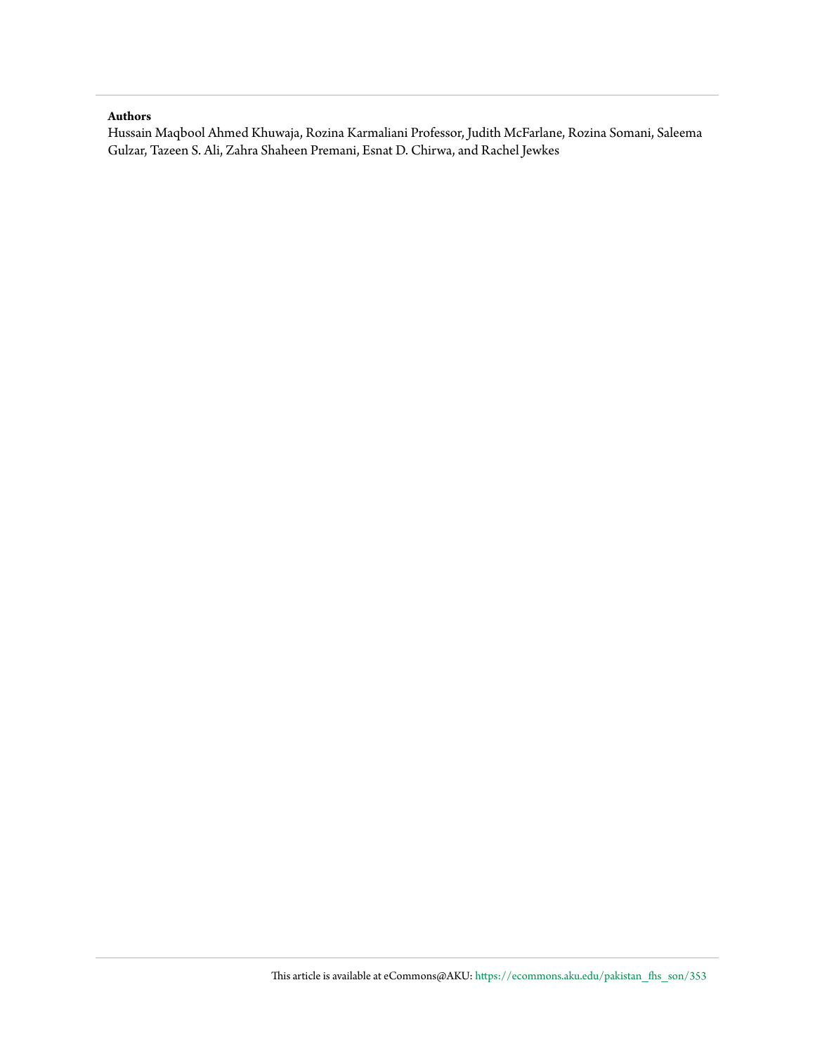**Authors**

Hussain Maqbool Ahmed Khuwaja, Rozina Karmaliani Professor, Judith McFarlane, Rozina Somani, Saleema Gulzar, Tazeen S. Ali, Zahra Shaheen Premani, Esnat D. Chirwa, and Rachel Jewkes

This article is available at eCommons@AKU: https://ecommons.aku.edu/pakistan_fhs_son/353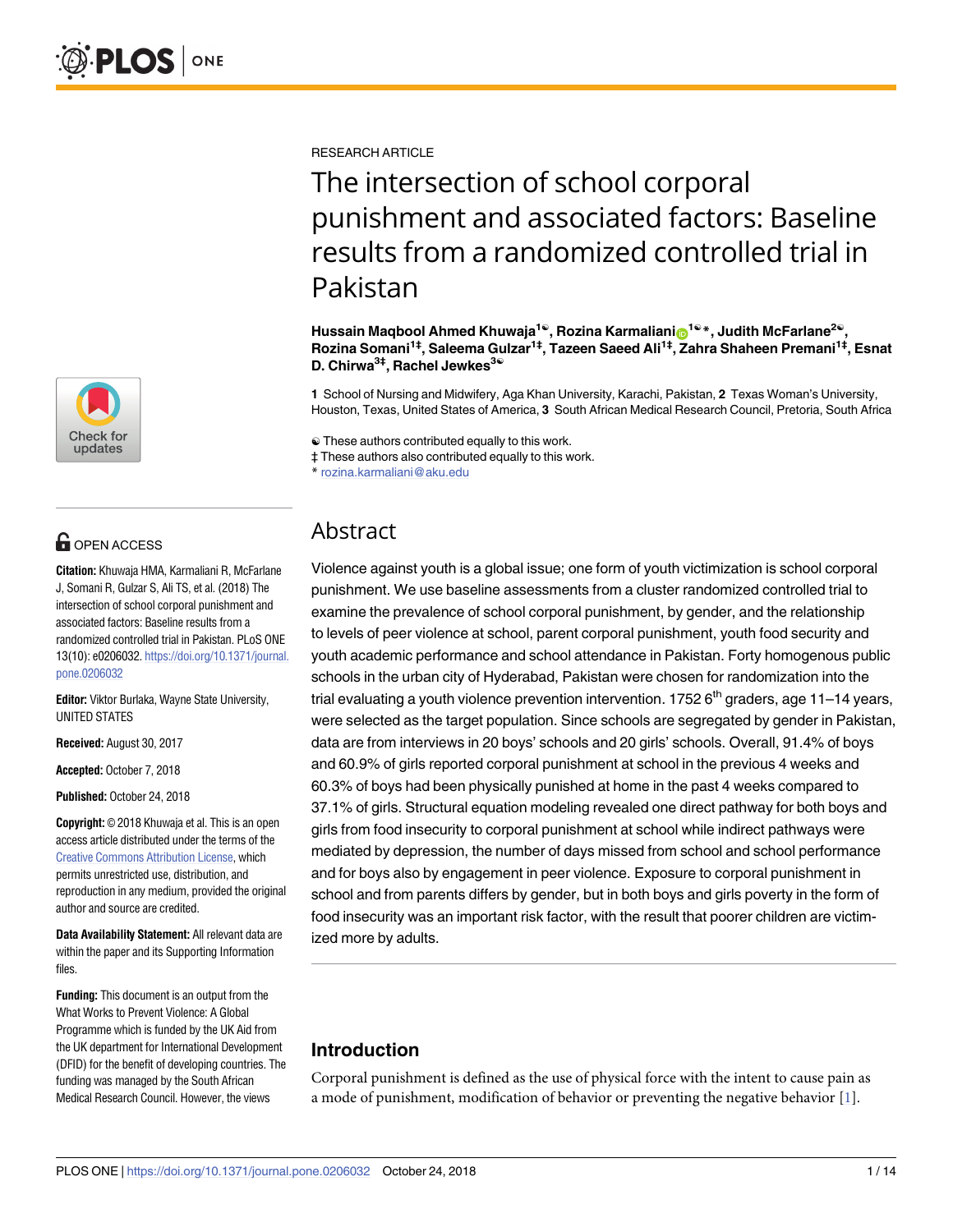RESEARCH ARTICLE

# The intersection of school corporal punishment and associated factors: Baseline results from a randomized controlled trial in Pakistan

**Hussain Maqbool Ahmed Khuwaja[1☯], Rozina Karmaliani[1☯*], Judith McFarlane[2☯], Rozina Somani[1‡], Saleema Gulzar[1‡], Tazeen Saeed Ali[1‡], Zahra Shaheen Premani[1‡], Esnat D. Chirwa[3‡], Rachel Jewkes[3☯]**

**1** School of Nursing and Midwifery, Aga Khan University, Karachi, Pakistan, **2** Texas Woman's University, Houston, Texas, United States of America, **3** South African Medical Research Council, Pretoria, South Africa

☯ These authors contributed equally to this work.
‡ These authors also contributed equally to this work.
\* rozina.karmaliani@aku.edu

## Abstract

Violence against youth is a global issue; one form of youth victimization is school corporal punishment. We use baseline assessments from a cluster randomized controlled trial to examine the prevalence of school corporal punishment, by gender, and the relationship to levels of peer violence at school, parent corporal punishment, youth food security and youth academic performance and school attendance in Pakistan. Forty homogenous public schools in the urban city of Hyderabad, Pakistan were chosen for randomization into the trial evaluating a youth violence prevention intervention. 1752 6$^{th}$ graders, age 11–14 years, were selected as the target population. Since schools are segregated by gender in Pakistan, data are from interviews in 20 boys' schools and 20 girls' schools. Overall, 91.4% of boys and 60.9% of girls reported corporal punishment at school in the previous 4 weeks and 60.3% of boys had been physically punished at home in the past 4 weeks compared to 37.1% of girls. Structural equation modeling revealed one direct pathway for both boys and girls from food insecurity to corporal punishment at school while indirect pathways were mediated by depression, the number of days missed from school and school performance and for boys also by engagement in peer violence. Exposure to corporal punishment in school and from parents differs by gender, but in both boys and girls poverty in the form of food insecurity was an important risk factor, with the result that poorer children are victimized more by adults.

OPEN ACCESS

**Citation:** Khuwaja HMA, Karmaliani R, McFarlane J, Somani R, Gulzar S, Ali TS, et al. (2018) The intersection of school corporal punishment and associated factors: Baseline results from a randomized controlled trial in Pakistan. PLoS ONE 13(10): e0206032. https://doi.org/10.1371/journal.pone.0206032

**Editor:** Viktor Burlaka, Wayne State University, UNITED STATES

**Received:** August 30, 2017

**Accepted:** October 7, 2018

**Published:** October 24, 2018

**Copyright:** © 2018 Khuwaja et al. This is an open access article distributed under the terms of the Creative Commons Attribution License, which permits unrestricted use, distribution, and reproduction in any medium, provided the original author and source are credited.

**Data Availability Statement:** All relevant data are within the paper and its Supporting Information files.

**Funding:** This document is an output from the What Works to Prevent Violence: A Global Programme which is funded by the UK Aid from the UK department for International Development (DFID) for the benefit of developing countries. The funding was managed by the South African Medical Research Council. However, the views

## Introduction

Corporal punishment is defined as the use of physical force with the intent to cause pain as a mode of punishment, modification of behavior or preventing the negative behavior [1].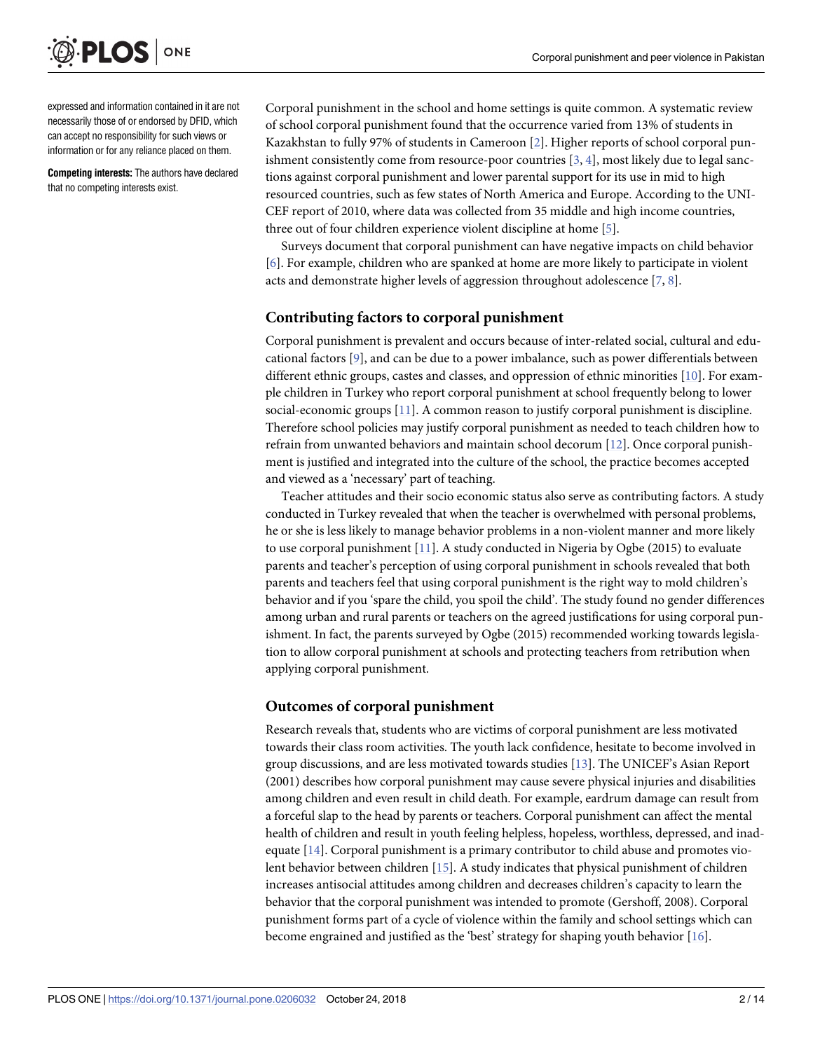expressed and information contained in it are not necessarily those of or endorsed by DFID, which can accept no responsibility for such views or information or for any reliance placed on them.

**Competing interests:** The authors have declared that no competing interests exist.

Corporal punishment in the school and home settings is quite common. A systematic review of school corporal punishment found that the occurrence varied from 13% of students in Kazakhstan to fully 97% of students in Cameroon [2]. Higher reports of school corporal punishment consistently come from resource-poor countries [3, 4], most likely due to legal sanctions against corporal punishment and lower parental support for its use in mid to high resourced countries, such as few states of North America and Europe. According to the UNICEF report of 2010, where data was collected from 35 middle and high income countries, three out of four children experience violent discipline at home [5].

Surveys document that corporal punishment can have negative impacts on child behavior [6]. For example, children who are spanked at home are more likely to participate in violent acts and demonstrate higher levels of aggression throughout adolescence [7, 8].

## Contributing factors to corporal punishment

Corporal punishment is prevalent and occurs because of inter-related social, cultural and educational factors [9], and can be due to a power imbalance, such as power differentials between different ethnic groups, castes and classes, and oppression of ethnic minorities [10]. For example children in Turkey who report corporal punishment at school frequently belong to lower social-economic groups [11]. A common reason to justify corporal punishment is discipline. Therefore school policies may justify corporal punishment as needed to teach children how to refrain from unwanted behaviors and maintain school decorum [12]. Once corporal punishment is justified and integrated into the culture of the school, the practice becomes accepted and viewed as a 'necessary' part of teaching.

Teacher attitudes and their socio economic status also serve as contributing factors. A study conducted in Turkey revealed that when the teacher is overwhelmed with personal problems, he or she is less likely to manage behavior problems in a non-violent manner and more likely to use corporal punishment [11]. A study conducted in Nigeria by Ogbe (2015) to evaluate parents and teacher's perception of using corporal punishment in schools revealed that both parents and teachers feel that using corporal punishment is the right way to mold children's behavior and if you 'spare the child, you spoil the child'. The study found no gender differences among urban and rural parents or teachers on the agreed justifications for using corporal punishment. In fact, the parents surveyed by Ogbe (2015) recommended working towards legislation to allow corporal punishment at schools and protecting teachers from retribution when applying corporal punishment.

## Outcomes of corporal punishment

Research reveals that, students who are victims of corporal punishment are less motivated towards their class room activities. The youth lack confidence, hesitate to become involved in group discussions, and are less motivated towards studies [13]. The UNICEF's Asian Report (2001) describes how corporal punishment may cause severe physical injuries and disabilities among children and even result in child death. For example, eardrum damage can result from a forceful slap to the head by parents or teachers. Corporal punishment can affect the mental health of children and result in youth feeling helpless, hopeless, worthless, depressed, and inadequate [14]. Corporal punishment is a primary contributor to child abuse and promotes violent behavior between children [15]. A study indicates that physical punishment of children increases antisocial attitudes among children and decreases children's capacity to learn the behavior that the corporal punishment was intended to promote (Gershoff, 2008). Corporal punishment forms part of a cycle of violence within the family and school settings which can become engrained and justified as the 'best' strategy for shaping youth behavior [16].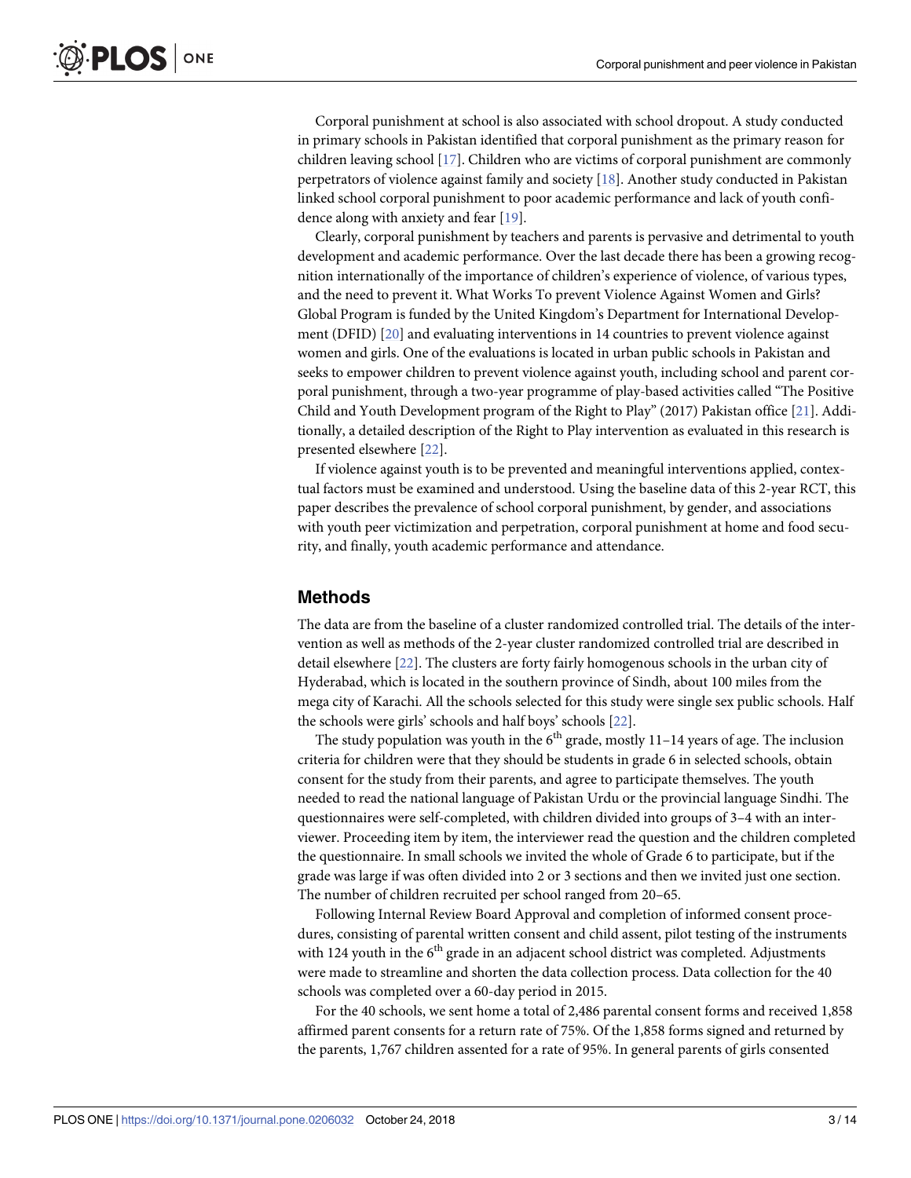Corporal punishment at school is also associated with school dropout. A study conducted in primary schools in Pakistan identified that corporal punishment as the primary reason for children leaving school [17]. Children who are victims of corporal punishment are commonly perpetrators of violence against family and society [18]. Another study conducted in Pakistan linked school corporal punishment to poor academic performance and lack of youth confidence along with anxiety and fear [19].

Clearly, corporal punishment by teachers and parents is pervasive and detrimental to youth development and academic performance. Over the last decade there has been a growing recognition internationally of the importance of children's experience of violence, of various types, and the need to prevent it. What Works To prevent Violence Against Women and Girls? Global Program is funded by the United Kingdom's Department for International Development (DFID) [20] and evaluating interventions in 14 countries to prevent violence against women and girls. One of the evaluations is located in urban public schools in Pakistan and seeks to empower children to prevent violence against youth, including school and parent corporal punishment, through a two-year programme of play-based activities called "The Positive Child and Youth Development program of the Right to Play" (2017) Pakistan office [21]. Additionally, a detailed description of the Right to Play intervention as evaluated in this research is presented elsewhere [22].

If violence against youth is to be prevented and meaningful interventions applied, contextual factors must be examined and understood. Using the baseline data of this 2-year RCT, this paper describes the prevalence of school corporal punishment, by gender, and associations with youth peer victimization and perpetration, corporal punishment at home and food security, and finally, youth academic performance and attendance.

## Methods

The data are from the baseline of a cluster randomized controlled trial. The details of the intervention as well as methods of the 2-year cluster randomized controlled trial are described in detail elsewhere [22]. The clusters are forty fairly homogenous schools in the urban city of Hyderabad, which is located in the southern province of Sindh, about 100 miles from the mega city of Karachi. All the schools selected for this study were single sex public schools. Half the schools were girls' schools and half boys' schools [22].

The study population was youth in the 6th grade, mostly 11–14 years of age. The inclusion criteria for children were that they should be students in grade 6 in selected schools, obtain consent for the study from their parents, and agree to participate themselves. The youth needed to read the national language of Pakistan Urdu or the provincial language Sindhi. The questionnaires were self-completed, with children divided into groups of 3–4 with an interviewer. Proceeding item by item, the interviewer read the question and the children completed the questionnaire. In small schools we invited the whole of Grade 6 to participate, but if the grade was large if was often divided into 2 or 3 sections and then we invited just one section. The number of children recruited per school ranged from 20–65.

Following Internal Review Board Approval and completion of informed consent procedures, consisting of parental written consent and child assent, pilot testing of the instruments with 124 youth in the 6th grade in an adjacent school district was completed. Adjustments were made to streamline and shorten the data collection process. Data collection for the 40 schools was completed over a 60-day period in 2015.

For the 40 schools, we sent home a total of 2,486 parental consent forms and received 1,858 affirmed parent consents for a return rate of 75%. Of the 1,858 forms signed and returned by the parents, 1,767 children assented for a rate of 95%. In general parents of girls consented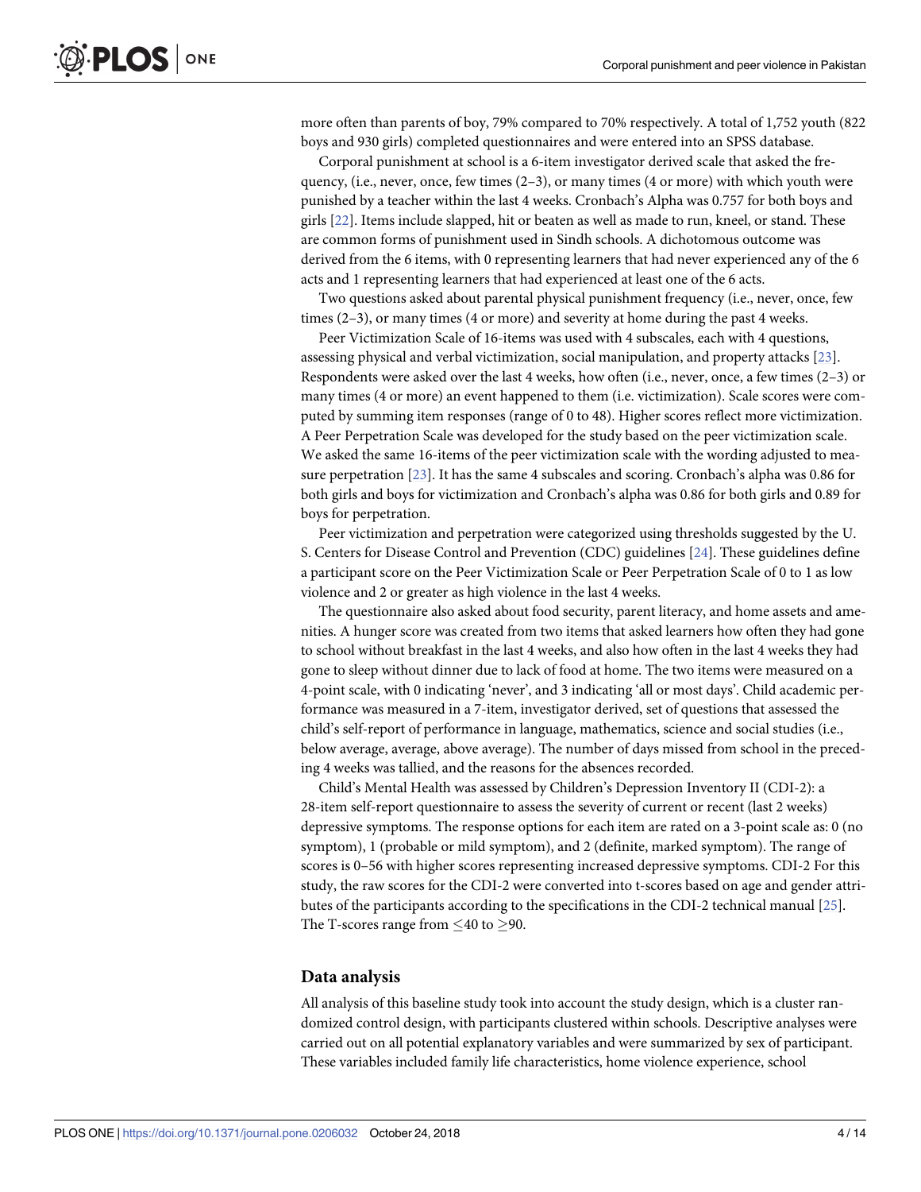more often than parents of boy, 79% compared to 70% respectively. A total of 1,752 youth (822 boys and 930 girls) completed questionnaires and were entered into an SPSS database.

Corporal punishment at school is a 6-item investigator derived scale that asked the frequency, (i.e., never, once, few times (2–3), or many times (4 or more) with which youth were punished by a teacher within the last 4 weeks. Cronbach's Alpha was 0.757 for both boys and girls [22]. Items include slapped, hit or beaten as well as made to run, kneel, or stand. These are common forms of punishment used in Sindh schools. A dichotomous outcome was derived from the 6 items, with 0 representing learners that had never experienced any of the 6 acts and 1 representing learners that had experienced at least one of the 6 acts.

Two questions asked about parental physical punishment frequency (i.e., never, once, few times (2–3), or many times (4 or more) and severity at home during the past 4 weeks.

Peer Victimization Scale of 16-items was used with 4 subscales, each with 4 questions, assessing physical and verbal victimization, social manipulation, and property attacks [23]. Respondents were asked over the last 4 weeks, how often (i.e., never, once, a few times (2–3) or many times (4 or more) an event happened to them (i.e. victimization). Scale scores were computed by summing item responses (range of 0 to 48). Higher scores reflect more victimization. A Peer Perpetration Scale was developed for the study based on the peer victimization scale. We asked the same 16-items of the peer victimization scale with the wording adjusted to measure perpetration [23]. It has the same 4 subscales and scoring. Cronbach's alpha was 0.86 for both girls and boys for victimization and Cronbach's alpha was 0.86 for both girls and 0.89 for boys for perpetration.

Peer victimization and perpetration were categorized using thresholds suggested by the U. S. Centers for Disease Control and Prevention (CDC) guidelines [24]. These guidelines define a participant score on the Peer Victimization Scale or Peer Perpetration Scale of 0 to 1 as low violence and 2 or greater as high violence in the last 4 weeks.

The questionnaire also asked about food security, parent literacy, and home assets and amenities. A hunger score was created from two items that asked learners how often they had gone to school without breakfast in the last 4 weeks, and also how often in the last 4 weeks they had gone to sleep without dinner due to lack of food at home. The two items were measured on a 4-point scale, with 0 indicating 'never', and 3 indicating 'all or most days'. Child academic performance was measured in a 7-item, investigator derived, set of questions that assessed the child's self-report of performance in language, mathematics, science and social studies (i.e., below average, average, above average). The number of days missed from school in the preceding 4 weeks was tallied, and the reasons for the absences recorded.

Child's Mental Health was assessed by Children's Depression Inventory II (CDI-2): a 28-item self-report questionnaire to assess the severity of current or recent (last 2 weeks) depressive symptoms. The response options for each item are rated on a 3-point scale as: 0 (no symptom), 1 (probable or mild symptom), and 2 (definite, marked symptom). The range of scores is 0–56 with higher scores representing increased depressive symptoms. CDI-2 For this study, the raw scores for the CDI-2 were converted into t-scores based on age and gender attributes of the participants according to the specifications in the CDI-2 technical manual [25]. The T-scores range from $\leq$40 to $\geq$90.

## Data analysis

All analysis of this baseline study took into account the study design, which is a cluster randomized control design, with participants clustered within schools. Descriptive analyses were carried out on all potential explanatory variables and were summarized by sex of participant. These variables included family life characteristics, home violence experience, school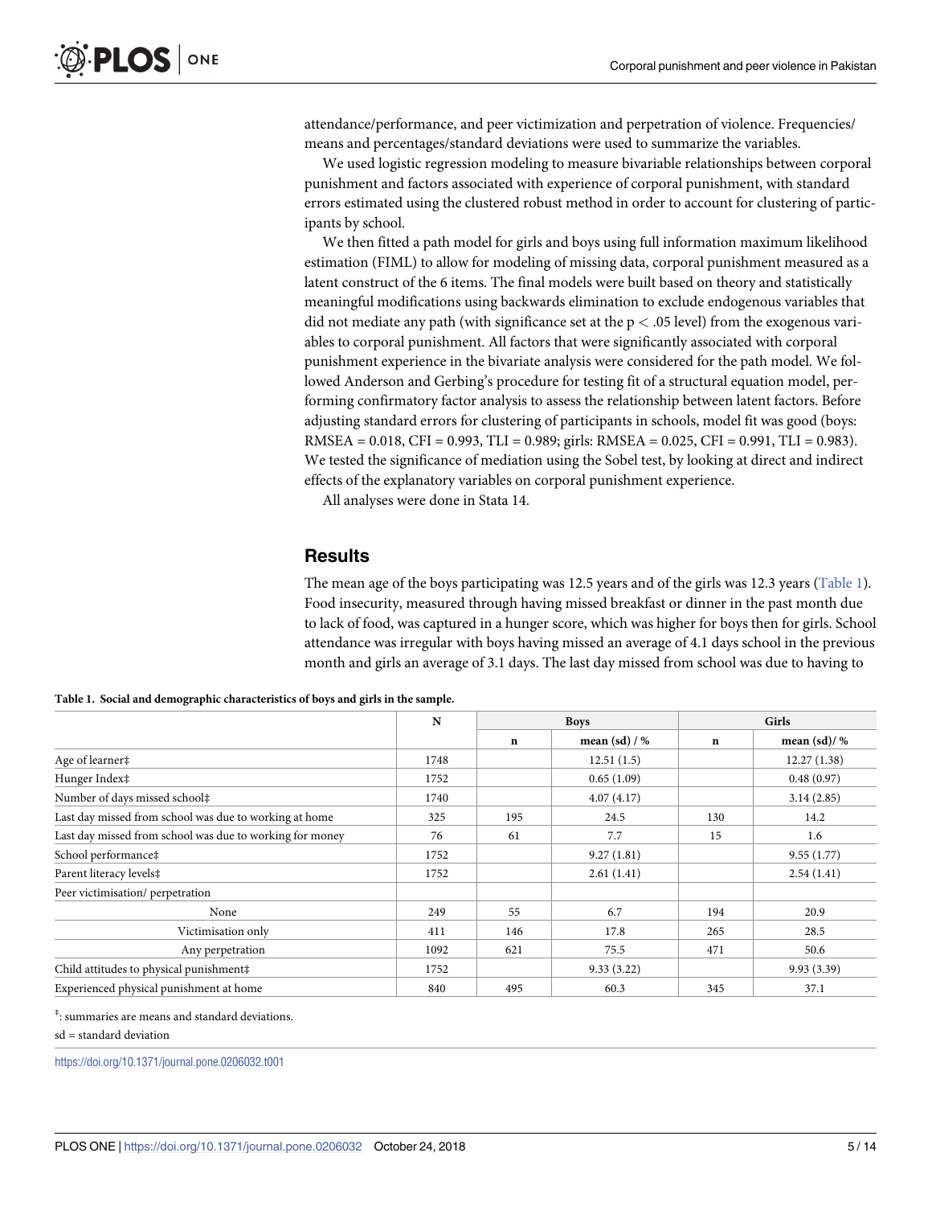attendance/performance, and peer victimization and perpetration of violence. Frequencies/ means and percentages/standard deviations were used to summarize the variables.

We used logistic regression modeling to measure bivariable relationships between corporal punishment and factors associated with experience of corporal punishment, with standard errors estimated using the clustered robust method in order to account for clustering of participants by school.

We then fitted a path model for girls and boys using full information maximum likelihood estimation (FIML) to allow for modeling of missing data, corporal punishment measured as a latent construct of the 6 items. The final models were built based on theory and statistically meaningful modifications using backwards elimination to exclude endogenous variables that did not mediate any path (with significance set at the $p < .05$ level) from the exogenous variables to corporal punishment. All factors that were significantly associated with corporal punishment experience in the bivariate analysis were considered for the path model. We followed Anderson and Gerbing's procedure for testing fit of a structural equation model, performing confirmatory factor analysis to assess the relationship between latent factors. Before adjusting standard errors for clustering of participants in schools, model fit was good (boys: RMSEA = 0.018, CFI = 0.993, TLI = 0.989; girls: RMSEA = 0.025, CFI = 0.991, TLI = 0.983). We tested the significance of mediation using the Sobel test, by looking at direct and indirect effects of the explanatory variables on corporal punishment experience.

All analyses were done in Stata 14.

## Results

The mean age of the boys participating was 12.5 years and of the girls was 12.3 years (Table 1). Food insecurity, measured through having missed breakfast or dinner in the past month due to lack of food, was captured in a hunger score, which was higher for boys then for girls. School attendance was irregular with boys having missed an average of 4.1 days school in the previous month and girls an average of 3.1 days. The last day missed from school was due to having to

**Table 1. Social and demographic characteristics of boys and girls in the sample.**

| | N | Boys | | Girls | |
|---|---|---|---|---|---|
| | | n | mean (sd) / % | n | mean (sd)/ % |
| Age of learner‡ | 1748 | | 12.51 (1.5) | | 12.27 (1.38) |
| Hunger Index‡ | 1752 | | 0.65 (1.09) | | 0.48 (0.97) |
| Number of days missed school‡ | 1740 | | 4.07 (4.17) | | 3.14 (2.85) |
| Last day missed from school was due to working at home | 325 | 195 | 24.5 | 130 | 14.2 |
| Last day missed from school was due to working for money | 76 | 61 | 7.7 | 15 | 1.6 |
| School performance‡ | 1752 | | 9.27 (1.81) | | 9.55 (1.77) |
| Parent literacy levels‡ | 1752 | | 2.61 (1.41) | | 2.54 (1.41) |
| Peer victimisation/ perpetration | | | | | |
| None | 249 | 55 | 6.7 | 194 | 20.9 |
| Victimisation only | 411 | 146 | 17.8 | 265 | 28.5 |
| Any perpetration | 1092 | 621 | 75.5 | 471 | 50.6 |
| Child attitudes to physical punishment‡ | 1752 | | 9.33 (3.22) | | 9.93 (3.39) |
| Experienced physical punishment at home | 840 | 495 | 60.3 | 345 | 37.1 |

‡: summaries are means and standard deviations.

sd = standard deviation

https://doi.org/10.1371/journal.pone.0206032.t001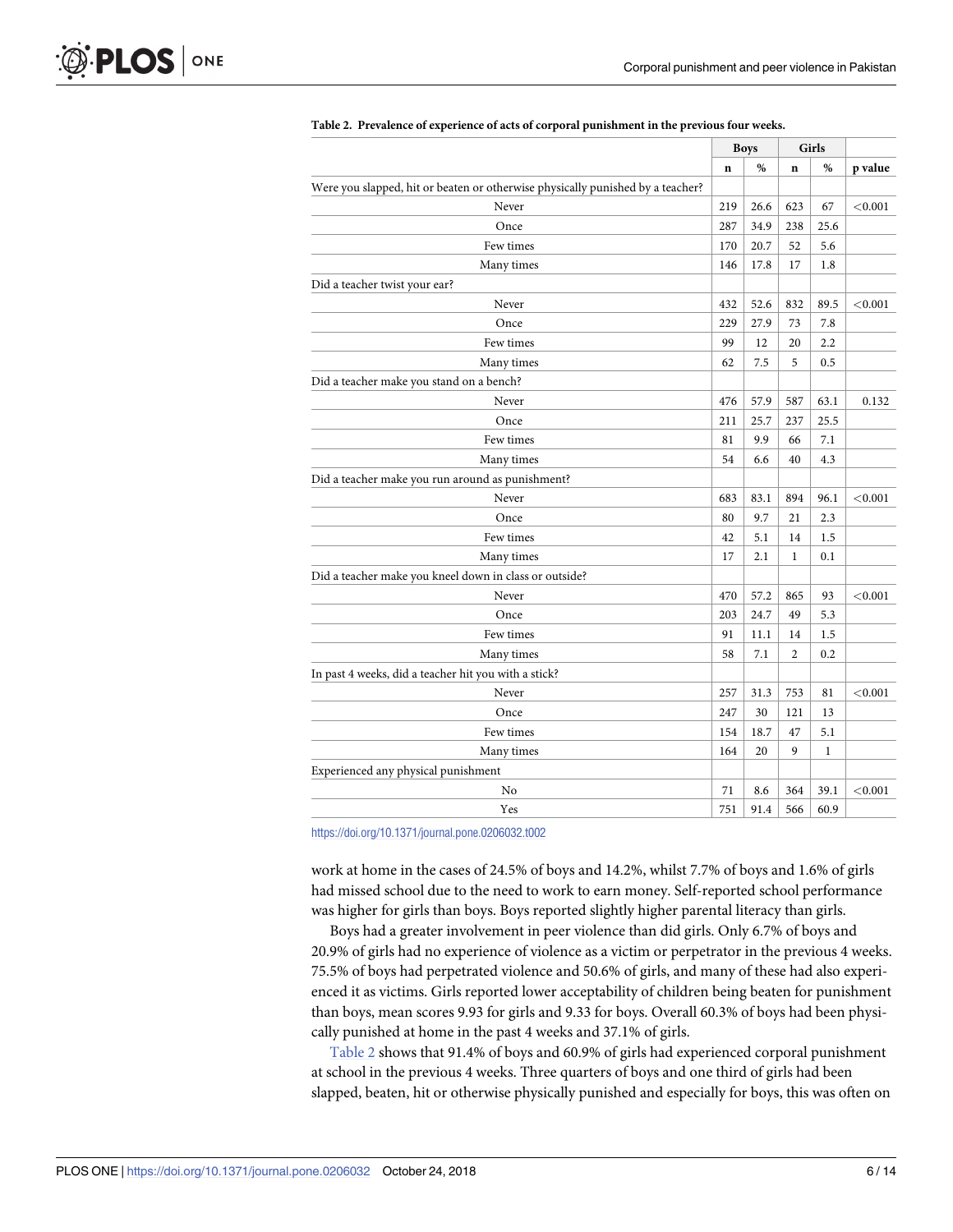**Table 2. Prevalence of experience of acts of corporal punishment in the previous four weeks.**

| | Boys | | Girls | | |
|---|---|---|---|---|---|
| | n | % | n | % | p value |
| Were you slapped, hit or beaten or otherwise physically punished by a teacher? | | | | | |
| Never | 219 | 26.6 | 623 | 67 | <0.001 |
| Once | 287 | 34.9 | 238 | 25.6 | |
| Few times | 170 | 20.7 | 52 | 5.6 | |
| Many times | 146 | 17.8 | 17 | 1.8 | |
| Did a teacher twist your ear? | | | | | |
| Never | 432 | 52.6 | 832 | 89.5 | <0.001 |
| Once | 229 | 27.9 | 73 | 7.8 | |
| Few times | 99 | 12 | 20 | 2.2 | |
| Many times | 62 | 7.5 | 5 | 0.5 | |
| Did a teacher make you stand on a bench? | | | | | |
| Never | 476 | 57.9 | 587 | 63.1 | 0.132 |
| Once | 211 | 25.7 | 237 | 25.5 | |
| Few times | 81 | 9.9 | 66 | 7.1 | |
| Many times | 54 | 6.6 | 40 | 4.3 | |
| Did a teacher make you run around as punishment? | | | | | |
| Never | 683 | 83.1 | 894 | 96.1 | <0.001 |
| Once | 80 | 9.7 | 21 | 2.3 | |
| Few times | 42 | 5.1 | 14 | 1.5 | |
| Many times | 17 | 2.1 | 1 | 0.1 | |
| Did a teacher make you kneel down in class or outside? | | | | | |
| Never | 470 | 57.2 | 865 | 93 | <0.001 |
| Once | 203 | 24.7 | 49 | 5.3 | |
| Few times | 91 | 11.1 | 14 | 1.5 | |
| Many times | 58 | 7.1 | 2 | 0.2 | |
| In past 4 weeks, did a teacher hit you with a stick? | | | | | |
| Never | 257 | 31.3 | 753 | 81 | <0.001 |
| Once | 247 | 30 | 121 | 13 | |
| Few times | 154 | 18.7 | 47 | 5.1 | |
| Many times | 164 | 20 | 9 | 1 | |
| Experienced any physical punishment | | | | | |
| No | 71 | 8.6 | 364 | 39.1 | <0.001 |
| Yes | 751 | 91.4 | 566 | 60.9 | |

https://doi.org/10.1371/journal.pone.0206032.t002

work at home in the cases of 24.5% of boys and 14.2%, whilst 7.7% of boys and 1.6% of girls had missed school due to the need to work to earn money. Self-reported school performance was higher for girls than boys. Boys reported slightly higher parental literacy than girls.

Boys had a greater involvement in peer violence than did girls. Only 6.7% of boys and 20.9% of girls had no experience of violence as a victim or perpetrator in the previous 4 weeks. 75.5% of boys had perpetrated violence and 50.6% of girls, and many of these had also experienced it as victims. Girls reported lower acceptability of children being beaten for punishment than boys, mean scores 9.93 for girls and 9.33 for boys. Overall 60.3% of boys had been physically punished at home in the past 4 weeks and 37.1% of girls.

Table 2 shows that 91.4% of boys and 60.9% of girls had experienced corporal punishment at school in the previous 4 weeks. Three quarters of boys and one third of girls had been slapped, beaten, hit or otherwise physically punished and especially for boys, this was often on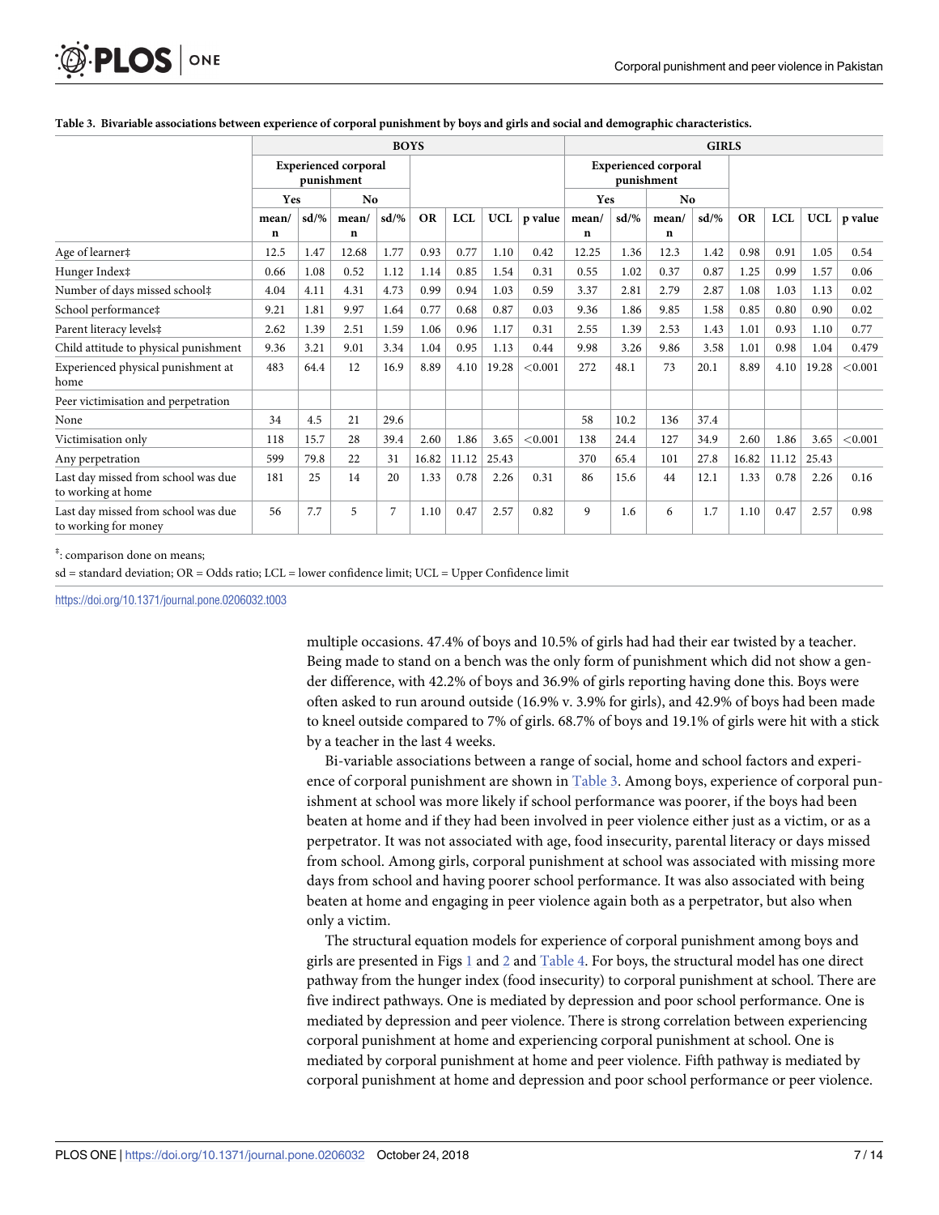**Table 3. Bivariable associations between experience of corporal punishment by boys and girls and social and demographic characteristics.**

| | BOYS | | | | | | | | GIRLS | | | | | | | |
|---|---|---|---|---|---|---|---|---|---|---|---|---|---|---|---|---|
| | Experienced corporal punishment | | | | | | | | Experienced corporal punishment | | | | | | | |
| | Yes | | No | | | | | | Yes | | No | | | | | |
| | mean/ n | sd/% | mean/ n | sd/% | OR | LCL | UCL | p value | mean/ n | sd/% | mean/ n | sd/% | OR | LCL | UCL | p value |
| Age of learner‡ | 12.5 | 1.47 | 12.68 | 1.77 | 0.93 | 0.77 | 1.10 | 0.42 | 12.25 | 1.36 | 12.3 | 1.42 | 0.98 | 0.91 | 1.05 | 0.54 |
| Hunger Index‡ | 0.66 | 1.08 | 0.52 | 1.12 | 1.14 | 0.85 | 1.54 | 0.31 | 0.55 | 1.02 | 0.37 | 0.87 | 1.25 | 0.99 | 1.57 | 0.06 |
| Number of days missed school‡ | 4.04 | 4.11 | 4.31 | 4.73 | 0.99 | 0.94 | 1.03 | 0.59 | 3.37 | 2.81 | 2.79 | 2.87 | 1.08 | 1.03 | 1.13 | 0.02 |
| School performance‡ | 9.21 | 1.81 | 9.97 | 1.64 | 0.77 | 0.68 | 0.87 | 0.03 | 9.36 | 1.86 | 9.85 | 1.58 | 0.85 | 0.80 | 0.90 | 0.02 |
| Parent literacy levels‡ | 2.62 | 1.39 | 2.51 | 1.59 | 1.06 | 0.96 | 1.17 | 0.31 | 2.55 | 1.39 | 2.53 | 1.43 | 1.01 | 0.93 | 1.10 | 0.77 |
| Child attitude to physical punishment | 9.36 | 3.21 | 9.01 | 3.34 | 1.04 | 0.95 | 1.13 | 0.44 | 9.98 | 3.26 | 9.86 | 3.58 | 1.01 | 0.98 | 1.04 | 0.479 |
| Experienced physical punishment at home | 483 | 64.4 | 12 | 16.9 | 8.89 | 4.10 | 19.28 | <0.001 | 272 | 48.1 | 73 | 20.1 | 8.89 | 4.10 | 19.28 | <0.001 |
| Peer victimisation and perpetration | | | | | | | | | | | | | | | | |
| None | 34 | 4.5 | 21 | 29.6 | | | | | 58 | 10.2 | 136 | 37.4 | | | | |
| Victimisation only | 118 | 15.7 | 28 | 39.4 | 2.60 | 1.86 | 3.65 | <0.001 | 138 | 24.4 | 127 | 34.9 | 2.60 | 1.86 | 3.65 | <0.001 |
| Any perpetration | 599 | 79.8 | 22 | 31 | 16.82 | 11.12 | 25.43 | | 370 | 65.4 | 101 | 27.8 | 16.82 | 11.12 | 25.43 | |
| Last day missed from school was due to working at home | 181 | 25 | 14 | 20 | 1.33 | 0.78 | 2.26 | 0.31 | 86 | 15.6 | 44 | 12.1 | 1.33 | 0.78 | 2.26 | 0.16 |
| Last day missed from school was due to working for money | 56 | 7.7 | 5 | 7 | 1.10 | 0.47 | 2.57 | 0.82 | 9 | 1.6 | 6 | 1.7 | 1.10 | 0.47 | 2.57 | 0.98 |

‡: comparison done on means;

sd = standard deviation; OR = Odds ratio; LCL = lower confidence limit; UCL = Upper Confidence limit

https://doi.org/10.1371/journal.pone.0206032.t003

multiple occasions. 47.4% of boys and 10.5% of girls had had their ear twisted by a teacher. Being made to stand on a bench was the only form of punishment which did not show a gender difference, with 42.2% of boys and 36.9% of girls reporting having done this. Boys were often asked to run around outside (16.9% v. 3.9% for girls), and 42.9% of boys had been made to kneel outside compared to 7% of girls. 68.7% of boys and 19.1% of girls were hit with a stick by a teacher in the last 4 weeks.

Bi-variable associations between a range of social, home and school factors and experience of corporal punishment are shown in Table 3. Among boys, experience of corporal punishment at school was more likely if school performance was poorer, if the boys had been beaten at home and if they had been involved in peer violence either just as a victim, or as a perpetrator. It was not associated with age, food insecurity, parental literacy or days missed from school. Among girls, corporal punishment at school was associated with missing more days from school and having poorer school performance. It was also associated with being beaten at home and engaging in peer violence again both as a perpetrator, but also when only a victim.

The structural equation models for experience of corporal punishment among boys and girls are presented in Figs 1 and 2 and Table 4. For boys, the structural model has one direct pathway from the hunger index (food insecurity) to corporal punishment at school. There are five indirect pathways. One is mediated by depression and poor school performance. One is mediated by depression and peer violence. There is strong correlation between experiencing corporal punishment at home and experiencing corporal punishment at school. One is mediated by corporal punishment at home and peer violence. Fifth pathway is mediated by corporal punishment at home and depression and poor school performance or peer violence.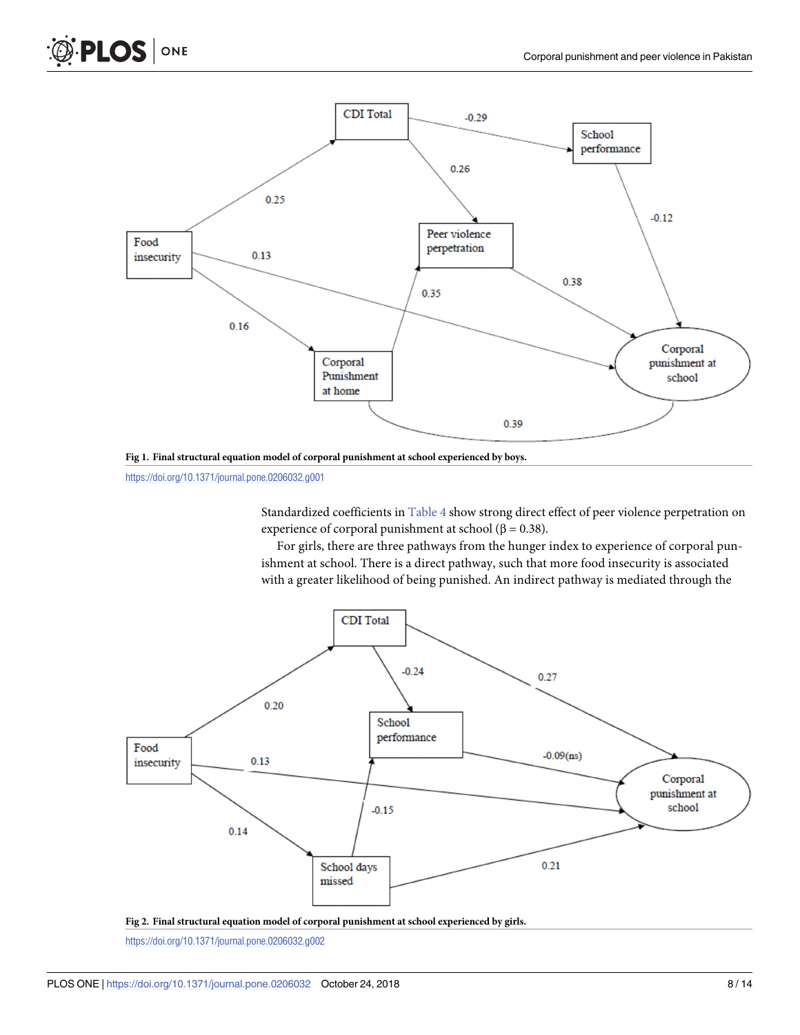Fig 1. Final structural equation model of corporal punishment at school experienced by boys.

https://doi.org/10.1371/journal.pone.0206032.g001

Standardized coefficients in Table 4 show strong direct effect of peer violence perpetration on experience of corporal punishment at school (β = 0.38).

For girls, there are three pathways from the hunger index to experience of corporal punishment at school. There is a direct pathway, such that more food insecurity is associated with a greater likelihood of being punished. An indirect pathway is mediated through the

Fig 2. Final structural equation model of corporal punishment at school experienced by girls.

https://doi.org/10.1371/journal.pone.0206032.g002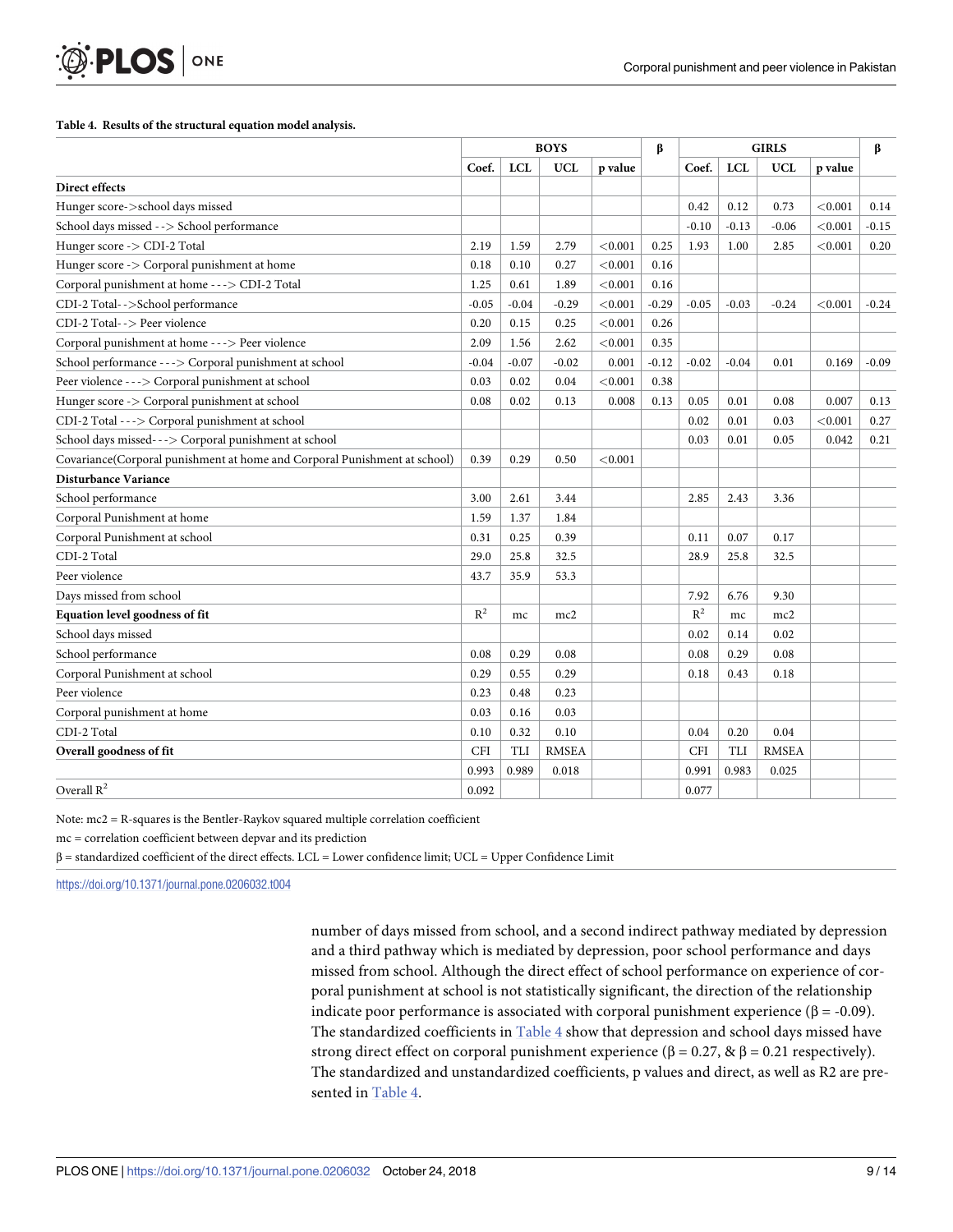**Table 4. Results of the structural equation model analysis.**

| | BOYS | | | | β | GIRLS | | | | β |
|---|---|---|---|---|---|---|---|---|---|---|
| | Coef. | LCL | UCL | p value | | Coef. | LCL | UCL | p value | |
| **Direct effects** | | | | | | | | | | |
| Hunger score->school days missed | | | | | | 0.42 | 0.12 | 0.73 | <0.001 | 0.14 |
| School days missed --> School performance | | | | | | -0.10 | -0.13 | -0.06 | <0.001 | -0.15 |
| Hunger score -> CDI-2 Total | 2.19 | 1.59 | 2.79 | <0.001 | 0.25 | 1.93 | 1.00 | 2.85 | <0.001 | 0.20 |
| Hunger score -> Corporal punishment at home | 0.18 | 0.10 | 0.27 | <0.001 | 0.16 | | | | | |
| Corporal punishment at home ---> CDI-2 Total | 1.25 | 0.61 | 1.89 | <0.001 | 0.16 | | | | | |
| CDI-2 Total-->School performance | -0.05 | -0.04 | -0.29 | <0.001 | -0.29 | -0.05 | -0.03 | -0.24 | <0.001 | -0.24 |
| CDI-2 Total--> Peer violence | 0.20 | 0.15 | 0.25 | <0.001 | 0.26 | | | | | |
| Corporal punishment at home ---> Peer violence | 2.09 | 1.56 | 2.62 | <0.001 | 0.35 | | | | | |
| School performance ---> Corporal punishment at school | -0.04 | -0.07 | -0.02 | 0.001 | -0.12 | -0.02 | -0.04 | 0.01 | 0.169 | -0.09 |
| Peer violence ---> Corporal punishment at school | 0.03 | 0.02 | 0.04 | <0.001 | 0.38 | | | | | |
| Hunger score -> Corporal punishment at school | 0.08 | 0.02 | 0.13 | 0.008 | 0.13 | 0.05 | 0.01 | 0.08 | 0.007 | 0.13 |
| CDI-2 Total ---> Corporal punishment at school | | | | | | 0.02 | 0.01 | 0.03 | <0.001 | 0.27 |
| School days missed---> Corporal punishment at school | | | | | | 0.03 | 0.01 | 0.05 | 0.042 | 0.21 |
| Covariance(Corporal punishment at home and Corporal Punishment at school) | 0.39 | 0.29 | 0.50 | <0.001 | | | | | | |
| **Disturbance Variance** | | | | | | | | | | |
| School performance | 3.00 | 2.61 | 3.44 | | | 2.85 | 2.43 | 3.36 | | |
| Corporal Punishment at home | 1.59 | 1.37 | 1.84 | | | | | | | |
| Corporal Punishment at school | 0.31 | 0.25 | 0.39 | | | 0.11 | 0.07 | 0.17 | | |
| CDI-2 Total | 29.0 | 25.8 | 32.5 | | | 28.9 | 25.8 | 32.5 | | |
| Peer violence | 43.7 | 35.9 | 53.3 | | | | | | | |
| Days missed from school | | | | | | 7.92 | 6.76 | 9.30 | | |
| **Equation level goodness of fit** | $R^2$ | mc | mc2 | | | $R^2$ | mc | mc2 | | |
| School days missed | | | | | | 0.02 | 0.14 | 0.02 | | |
| School performance | 0.08 | 0.29 | 0.08 | | | 0.08 | 0.29 | 0.08 | | |
| Corporal Punishment at school | 0.29 | 0.55 | 0.29 | | | 0.18 | 0.43 | 0.18 | | |
| Peer violence | 0.23 | 0.48 | 0.23 | | | | | | | |
| Corporal punishment at home | 0.03 | 0.16 | 0.03 | | | | | | | |
| CDI-2 Total | 0.10 | 0.32 | 0.10 | | | 0.04 | 0.20 | 0.04 | | |
| **Overall goodness of fit** | CFI | TLI | RMSEA | | | CFI | TLI | RMSEA | | |
| | 0.993 | 0.989 | 0.018 | | | 0.991 | 0.983 | 0.025 | | |
| Overall $R^2$ | 0.092 | | | | | 0.077 | | | | |

Note: mc2 = R-squares is the Bentler-Raykov squared multiple correlation coefficient

mc = correlation coefficient between depvar and its prediction

β = standardized coefficient of the direct effects. LCL = Lower confidence limit; UCL = Upper Confidence Limit

https://doi.org/10.1371/journal.pone.0206032.t004

number of days missed from school, and a second indirect pathway mediated by depression and a third pathway which is mediated by depression, poor school performance and days missed from school. Although the direct effect of school performance on experience of corporal punishment at school is not statistically significant, the direction of the relationship indicate poor performance is associated with corporal punishment experience (β = -0.09). The standardized coefficients in Table 4 show that depression and school days missed have strong direct effect on corporal punishment experience (β = 0.27, & β = 0.21 respectively). The standardized and unstandardized coefficients, p values and direct, as well as R2 are presented in Table 4.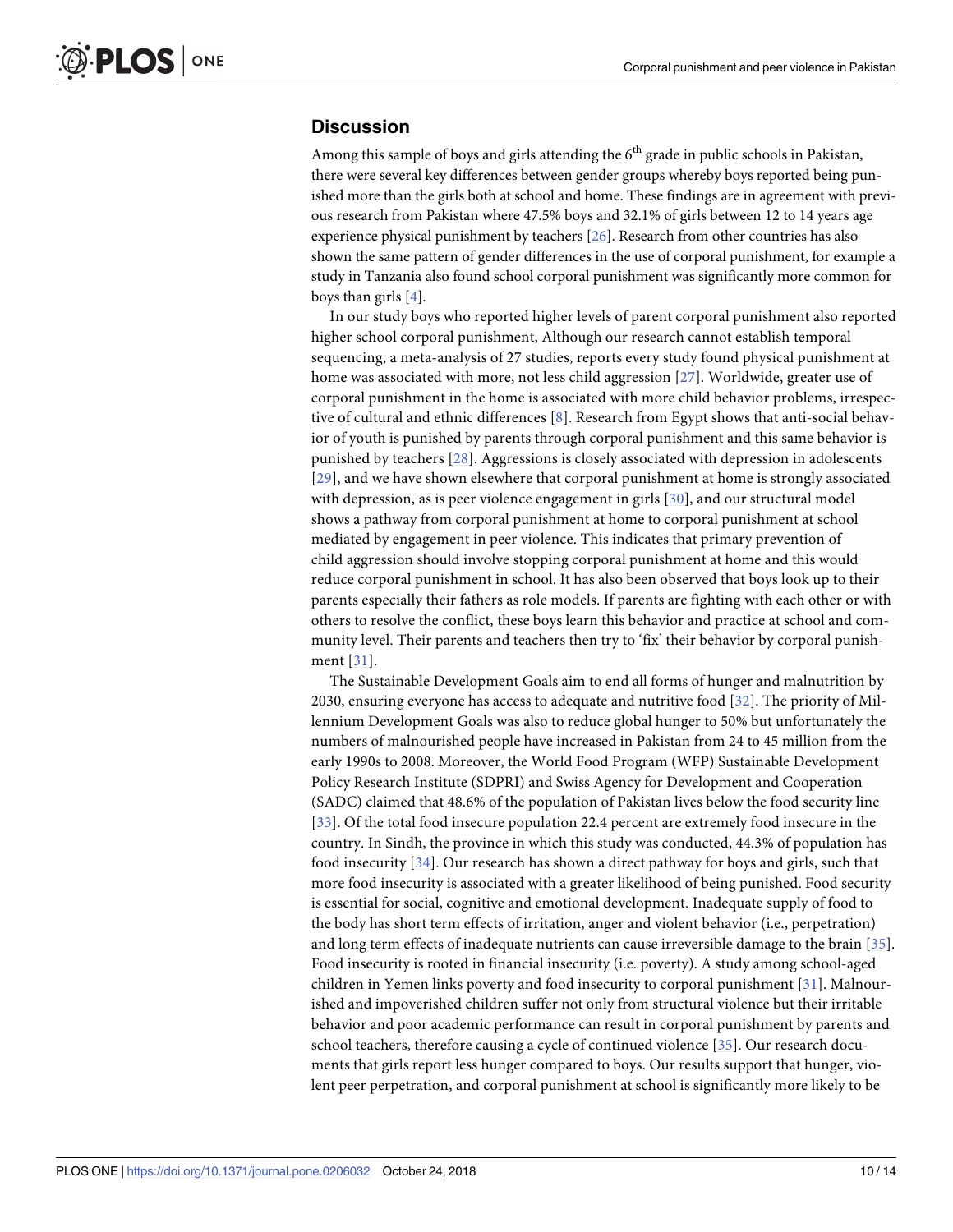## Discussion

Among this sample of boys and girls attending the 6th grade in public schools in Pakistan, there were several key differences between gender groups whereby boys reported being punished more than the girls both at school and home. These findings are in agreement with previous research from Pakistan where 47.5% boys and 32.1% of girls between 12 to 14 years age experience physical punishment by teachers [26]. Research from other countries has also shown the same pattern of gender differences in the use of corporal punishment, for example a study in Tanzania also found school corporal punishment was significantly more common for boys than girls [4].

In our study boys who reported higher levels of parent corporal punishment also reported higher school corporal punishment, Although our research cannot establish temporal sequencing, a meta-analysis of 27 studies, reports every study found physical punishment at home was associated with more, not less child aggression [27]. Worldwide, greater use of corporal punishment in the home is associated with more child behavior problems, irrespective of cultural and ethnic differences [8]. Research from Egypt shows that anti-social behavior of youth is punished by parents through corporal punishment and this same behavior is punished by teachers [28]. Aggressions is closely associated with depression in adolescents [29], and we have shown elsewhere that corporal punishment at home is strongly associated with depression, as is peer violence engagement in girls [30], and our structural model shows a pathway from corporal punishment at home to corporal punishment at school mediated by engagement in peer violence. This indicates that primary prevention of child aggression should involve stopping corporal punishment at home and this would reduce corporal punishment in school. It has also been observed that boys look up to their parents especially their fathers as role models. If parents are fighting with each other or with others to resolve the conflict, these boys learn this behavior and practice at school and community level. Their parents and teachers then try to 'fix' their behavior by corporal punishment [31].

The Sustainable Development Goals aim to end all forms of hunger and malnutrition by 2030, ensuring everyone has access to adequate and nutritive food [32]. The priority of Millennium Development Goals was also to reduce global hunger to 50% but unfortunately the numbers of malnourished people have increased in Pakistan from 24 to 45 million from the early 1990s to 2008. Moreover, the World Food Program (WFP) Sustainable Development Policy Research Institute (SDPRI) and Swiss Agency for Development and Cooperation (SADC) claimed that 48.6% of the population of Pakistan lives below the food security line [33]. Of the total food insecure population 22.4 percent are extremely food insecure in the country. In Sindh, the province in which this study was conducted, 44.3% of population has food insecurity [34]. Our research has shown a direct pathway for boys and girls, such that more food insecurity is associated with a greater likelihood of being punished. Food security is essential for social, cognitive and emotional development. Inadequate supply of food to the body has short term effects of irritation, anger and violent behavior (i.e., perpetration) and long term effects of inadequate nutrients can cause irreversible damage to the brain [35]. Food insecurity is rooted in financial insecurity (i.e. poverty). A study among school-aged children in Yemen links poverty and food insecurity to corporal punishment [31]. Malnourished and impoverished children suffer not only from structural violence but their irritable behavior and poor academic performance can result in corporal punishment by parents and school teachers, therefore causing a cycle of continued violence [35]. Our research documents that girls report less hunger compared to boys. Our results support that hunger, violent peer perpetration, and corporal punishment at school is significantly more likely to be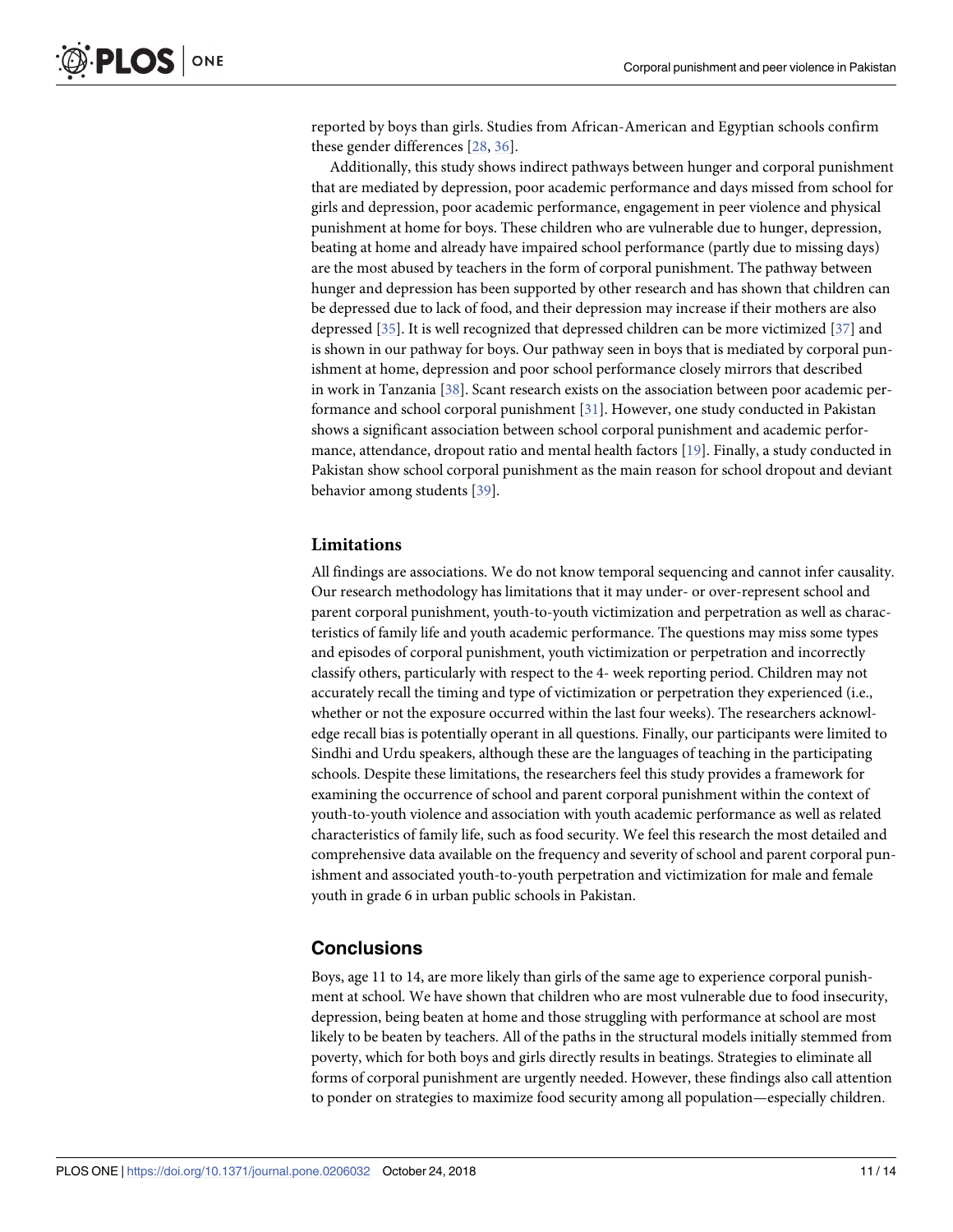reported by boys than girls. Studies from African-American and Egyptian schools confirm these gender differences [28, 36].

Additionally, this study shows indirect pathways between hunger and corporal punishment that are mediated by depression, poor academic performance and days missed from school for girls and depression, poor academic performance, engagement in peer violence and physical punishment at home for boys. These children who are vulnerable due to hunger, depression, beating at home and already have impaired school performance (partly due to missing days) are the most abused by teachers in the form of corporal punishment. The pathway between hunger and depression has been supported by other research and has shown that children can be depressed due to lack of food, and their depression may increase if their mothers are also depressed [35]. It is well recognized that depressed children can be more victimized [37] and is shown in our pathway for boys. Our pathway seen in boys that is mediated by corporal punishment at home, depression and poor school performance closely mirrors that described in work in Tanzania [38]. Scant research exists on the association between poor academic performance and school corporal punishment [31]. However, one study conducted in Pakistan shows a significant association between school corporal punishment and academic performance, attendance, dropout ratio and mental health factors [19]. Finally, a study conducted in Pakistan show school corporal punishment as the main reason for school dropout and deviant behavior among students [39].

## Limitations

All findings are associations. We do not know temporal sequencing and cannot infer causality. Our research methodology has limitations that it may under- or over-represent school and parent corporal punishment, youth-to-youth victimization and perpetration as well as characteristics of family life and youth academic performance. The questions may miss some types and episodes of corporal punishment, youth victimization or perpetration and incorrectly classify others, particularly with respect to the 4- week reporting period. Children may not accurately recall the timing and type of victimization or perpetration they experienced (i.e., whether or not the exposure occurred within the last four weeks). The researchers acknowledge recall bias is potentially operant in all questions. Finally, our participants were limited to Sindhi and Urdu speakers, although these are the languages of teaching in the participating schools. Despite these limitations, the researchers feel this study provides a framework for examining the occurrence of school and parent corporal punishment within the context of youth-to-youth violence and association with youth academic performance as well as related characteristics of family life, such as food security. We feel this research the most detailed and comprehensive data available on the frequency and severity of school and parent corporal punishment and associated youth-to-youth perpetration and victimization for male and female youth in grade 6 in urban public schools in Pakistan.

## Conclusions

Boys, age 11 to 14, are more likely than girls of the same age to experience corporal punishment at school. We have shown that children who are most vulnerable due to food insecurity, depression, being beaten at home and those struggling with performance at school are most likely to be beaten by teachers. All of the paths in the structural models initially stemmed from poverty, which for both boys and girls directly results in beatings. Strategies to eliminate all forms of corporal punishment are urgently needed. However, these findings also call attention to ponder on strategies to maximize food security among all population—especially children.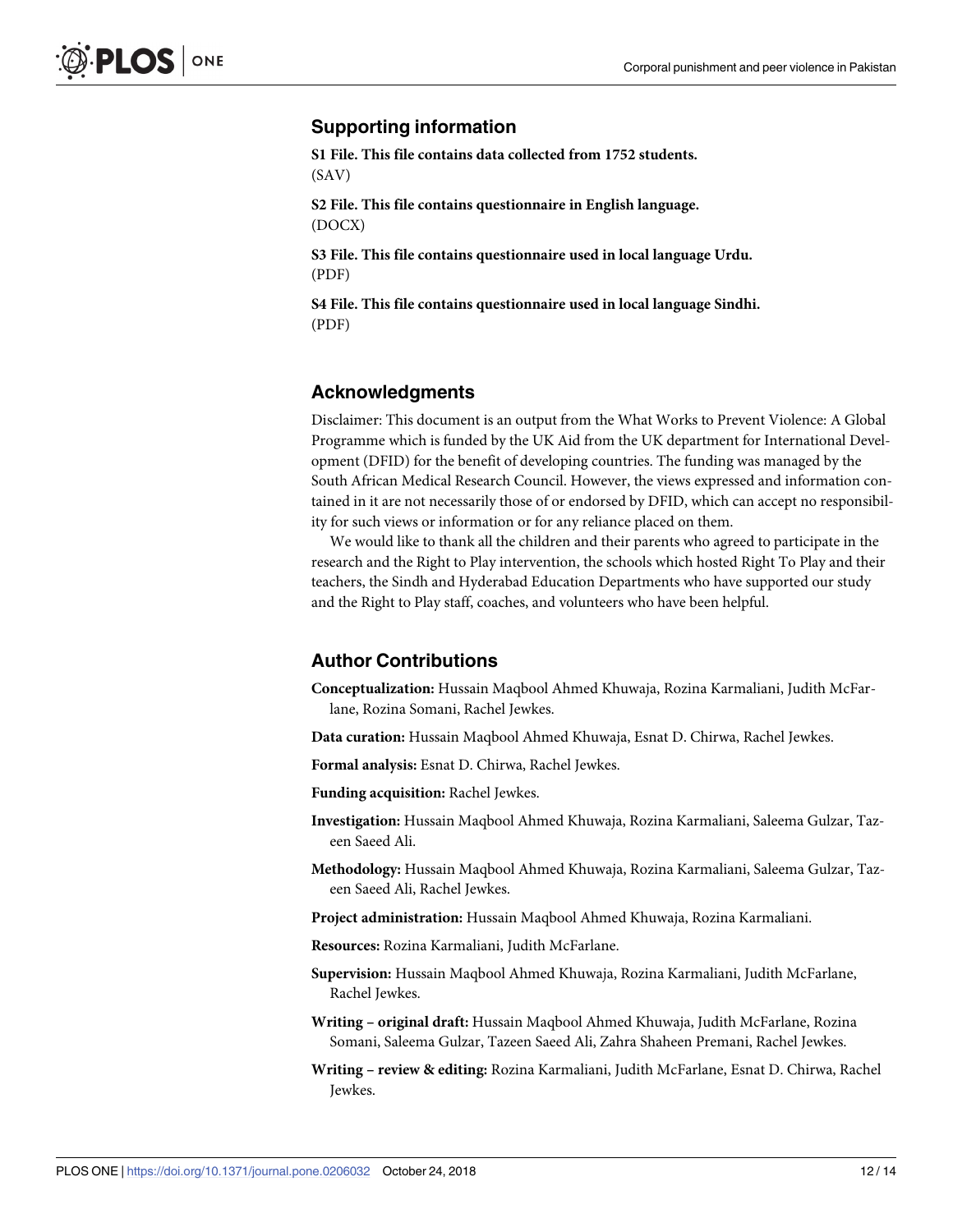## Supporting information

**S1 File. This file contains data collected from 1752 students.**
(SAV)

**S2 File. This file contains questionnaire in English language.**
(DOCX)

**S3 File. This file contains questionnaire used in local language Urdu.**
(PDF)

**S4 File. This file contains questionnaire used in local language Sindhi.**
(PDF)

## Acknowledgments

Disclaimer: This document is an output from the What Works to Prevent Violence: A Global Programme which is funded by the UK Aid from the UK department for International Development (DFID) for the benefit of developing countries. The funding was managed by the South African Medical Research Council. However, the views expressed and information contained in it are not necessarily those of or endorsed by DFID, which can accept no responsibility for such views or information or for any reliance placed on them.

We would like to thank all the children and their parents who agreed to participate in the research and the Right to Play intervention, the schools which hosted Right To Play and their teachers, the Sindh and Hyderabad Education Departments who have supported our study and the Right to Play staff, coaches, and volunteers who have been helpful.

## Author Contributions

**Conceptualization:** Hussain Maqbool Ahmed Khuwaja, Rozina Karmaliani, Judith McFarlane, Rozina Somani, Rachel Jewkes.

**Data curation:** Hussain Maqbool Ahmed Khuwaja, Esnat D. Chirwa, Rachel Jewkes.

**Formal analysis:** Esnat D. Chirwa, Rachel Jewkes.

**Funding acquisition:** Rachel Jewkes.

**Investigation:** Hussain Maqbool Ahmed Khuwaja, Rozina Karmaliani, Saleema Gulzar, Tazeen Saeed Ali.

**Methodology:** Hussain Maqbool Ahmed Khuwaja, Rozina Karmaliani, Saleema Gulzar, Tazeen Saeed Ali, Rachel Jewkes.

**Project administration:** Hussain Maqbool Ahmed Khuwaja, Rozina Karmaliani.

**Resources:** Rozina Karmaliani, Judith McFarlane.

**Supervision:** Hussain Maqbool Ahmed Khuwaja, Rozina Karmaliani, Judith McFarlane, Rachel Jewkes.

**Writing – original draft:** Hussain Maqbool Ahmed Khuwaja, Judith McFarlane, Rozina Somani, Saleema Gulzar, Tazeen Saeed Ali, Zahra Shaheen Premani, Rachel Jewkes.

**Writing – review & editing:** Rozina Karmaliani, Judith McFarlane, Esnat D. Chirwa, Rachel Jewkes.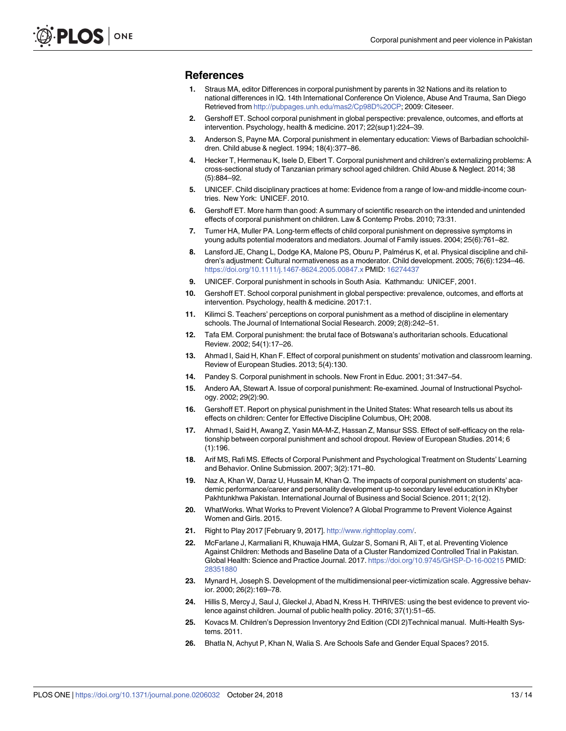## References

1. Straus MA, editor Differences in corporal punishment by parents in 32 Nations and its relation to national differences in IQ. 14th International Conference On Violence, Abuse And Trauma, San Diego Retrieved from http://pubpages.unh.edu/mas2/Cp98D%20CP; 2009: Citeseer.
2. Gershoff ET. School corporal punishment in global perspective: prevalence, outcomes, and efforts at intervention. Psychology, health & medicine. 2017; 22(sup1):224–39.
3. Anderson S, Payne MA. Corporal punishment in elementary education: Views of Barbadian schoolchildren. Child abuse & neglect. 1994; 18(4):377–86.
4. Hecker T, Hermenau K, Isele D, Elbert T. Corporal punishment and children's externalizing problems: A cross-sectional study of Tanzanian primary school aged children. Child Abuse & Neglect. 2014; 38 (5):884–92.
5. UNICEF. Child disciplinary practices at home: Evidence from a range of low-and middle-income countries. New York: UNICEF. 2010.
6. Gershoff ET. More harm than good: A summary of scientific research on the intended and unintended effects of corporal punishment on children. Law & Contemp Probs. 2010; 73:31.
7. Turner HA, Muller PA. Long-term effects of child corporal punishment on depressive symptoms in young adults potential moderators and mediators. Journal of Family issues. 2004; 25(6):761–82.
8. Lansford JE, Chang L, Dodge KA, Malone PS, Oburu P, Palmérus K, et al. Physical discipline and children's adjustment: Cultural normativeness as a moderator. Child development. 2005; 76(6):1234–46. https://doi.org/10.1111/j.1467-8624.2005.00847.x PMID: 16274437
9. UNICEF. Corporal punishment in schools in South Asia. Kathmandu: UNICEF, 2001.
10. Gershoff ET. School corporal punishment in global perspective: prevalence, outcomes, and efforts at intervention. Psychology, health & medicine. 2017:1.
11. Kilimci S. Teachers' perceptions on corporal punishment as a method of discipline in elementary schools. The Journal of International Social Research. 2009; 2(8):242–51.
12. Tafa EM. Corporal punishment: the brutal face of Botswana's authoritarian schools. Educational Review. 2002; 54(1):17–26.
13. Ahmad I, Said H, Khan F. Effect of corporal punishment on students' motivation and classroom learning. Review of European Studies. 2013; 5(4):130.
14. Pandey S. Corporal punishment in schools. New Front in Educ. 2001; 31:347–54.
15. Andero AA, Stewart A. Issue of corporal punishment: Re-examined. Journal of Instructional Psychology. 2002; 29(2):90.
16. Gershoff ET. Report on physical punishment in the United States: What research tells us about its effects on children: Center for Effective Discipline Columbus, OH; 2008.
17. Ahmad I, Said H, Awang Z, Yasin MA-M-Z, Hassan Z, Mansur SSS. Effect of self-efficacy on the relationship between corporal punishment and school dropout. Review of European Studies. 2014; 6 (1):196.
18. Arif MS, Rafi MS. Effects of Corporal Punishment and Psychological Treatment on Students' Learning and Behavior. Online Submission. 2007; 3(2):171–80.
19. Naz A, Khan W, Daraz U, Hussain M, Khan Q. The impacts of corporal punishment on students' academic performance/career and personality development up-to secondary level education in Khyber Pakhtunkhwa Pakistan. International Journal of Business and Social Science. 2011; 2(12).
20. WhatWorks. What Works to Prevent Violence? A Global Programme to Prevent Violence Against Women and Girls. 2015.
21. Right to Play 2017 [February 9, 2017]. http://www.righttoplay.com/.
22. McFarlane J, Karmaliani R, Khuwaja HMA, Gulzar S, Somani R, Ali T, et al. Preventing Violence Against Children: Methods and Baseline Data of a Cluster Randomized Controlled Trial in Pakistan. Global Health: Science and Practice Journal. 2017. https://doi.org/10.9745/GHSP-D-16-00215 PMID: 28351880
23. Mynard H, Joseph S. Development of the multidimensional peer-victimization scale. Aggressive behavior. 2000; 26(2):169–78.
24. Hillis S, Mercy J, Saul J, Gleckel J, Abad N, Kress H. THRIVES: using the best evidence to prevent violence against children. Journal of public health policy. 2016; 37(1):51–65.
25. Kovacs M. Children's Depression Inventoryy 2nd Edition (CDI 2)Technical manual. Multi-Health Systems. 2011.
26. Bhatla N, Achyut P, Khan N, Walia S. Are Schools Safe and Gender Equal Spaces? 2015.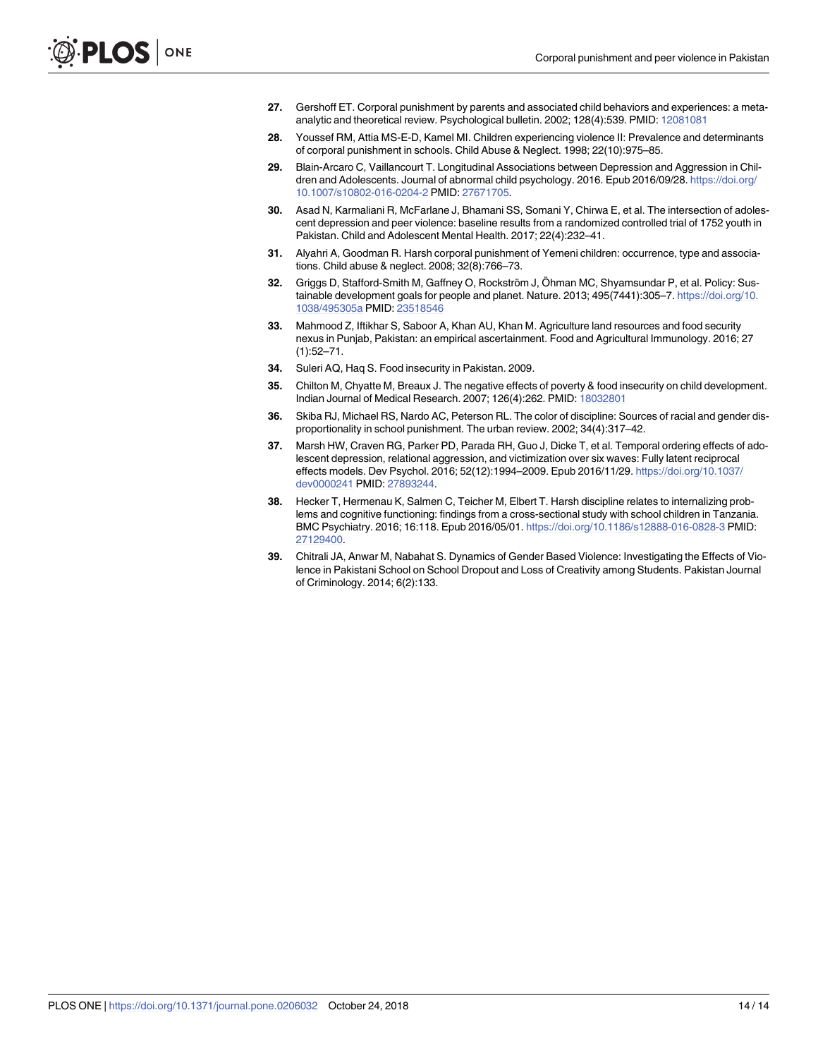27. Gershoff ET. Corporal punishment by parents and associated child behaviors and experiences: a meta-analytic and theoretical review. Psychological bulletin. 2002; 128(4):539. PMID: 12081081
28. Youssef RM, Attia MS-E-D, Kamel MI. Children experiencing violence II: Prevalence and determinants of corporal punishment in schools. Child Abuse & Neglect. 1998; 22(10):975–85.
29. Blain-Arcaro C, Vaillancourt T. Longitudinal Associations between Depression and Aggression in Children and Adolescents. Journal of abnormal child psychology. 2016. Epub 2016/09/28. https://doi.org/10.1007/s10802-016-0204-2 PMID: 27671705.
30. Asad N, Karmaliani R, McFarlane J, Bhamani SS, Somani Y, Chirwa E, et al. The intersection of adolescent depression and peer violence: baseline results from a randomized controlled trial of 1752 youth in Pakistan. Child and Adolescent Mental Health. 2017; 22(4):232–41.
31. Alyahri A, Goodman R. Harsh corporal punishment of Yemeni children: occurrence, type and associations. Child abuse & neglect. 2008; 32(8):766–73.
32. Griggs D, Stafford-Smith M, Gaffney O, Rockström J, Öhman MC, Shyamsundar P, et al. Policy: Sustainable development goals for people and planet. Nature. 2013; 495(7441):305–7. https://doi.org/10.1038/495305a PMID: 23518546
33. Mahmood Z, Iftikhar S, Saboor A, Khan AU, Khan M. Agriculture land resources and food security nexus in Punjab, Pakistan: an empirical ascertainment. Food and Agricultural Immunology. 2016; 27(1):52–71.
34. Suleri AQ, Haq S. Food insecurity in Pakistan. 2009.
35. Chilton M, Chyatte M, Breaux J. The negative effects of poverty & food insecurity on child development. Indian Journal of Medical Research. 2007; 126(4):262. PMID: 18032801
36. Skiba RJ, Michael RS, Nardo AC, Peterson RL. The color of discipline: Sources of racial and gender disproportionality in school punishment. The urban review. 2002; 34(4):317–42.
37. Marsh HW, Craven RG, Parker PD, Parada RH, Guo J, Dicke T, et al. Temporal ordering effects of adolescent depression, relational aggression, and victimization over six waves: Fully latent reciprocal effects models. Dev Psychol. 2016; 52(12):1994–2009. Epub 2016/11/29. https://doi.org/10.1037/dev0000241 PMID: 27893244.
38. Hecker T, Hermenau K, Salmen C, Teicher M, Elbert T. Harsh discipline relates to internalizing problems and cognitive functioning: findings from a cross-sectional study with school children in Tanzania. BMC Psychiatry. 2016; 16:118. Epub 2016/05/01. https://doi.org/10.1186/s12888-016-0828-3 PMID: 27129400.
39. Chitrali JA, Anwar M, Nabahat S. Dynamics of Gender Based Violence: Investigating the Effects of Violence in Pakistani School on School Dropout and Loss of Creativity among Students. Pakistan Journal of Criminology. 2014; 6(2):133.